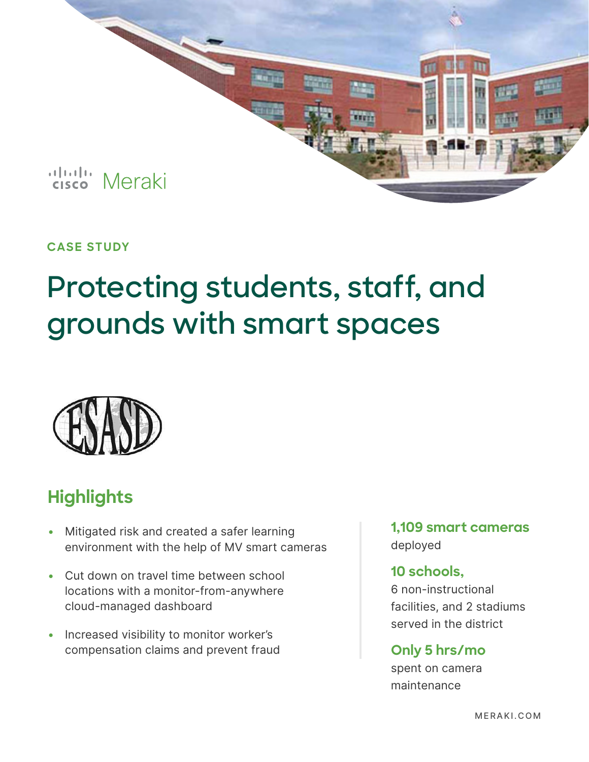Cisco Meraki

**CASE STUDY**

# Protecting students, staff, and grounds with smart spaces

ESASD

## Highlights

- Mitigated risk and created a safer learning environment with the help of MV smart cameras
- Cut down on travel time between school locations with a monitor-from-anywhere cloud-managed dashboard
- Increased visibility to monitor worker's compensation claims and prevent fraud

**1,109 smart cameras**
deployed

**10 schools,**
6 non-instructional facilities, and 2 stadiums served in the district

**Only 5 hrs/mo**
spent on camera maintenance

MERAKI.COM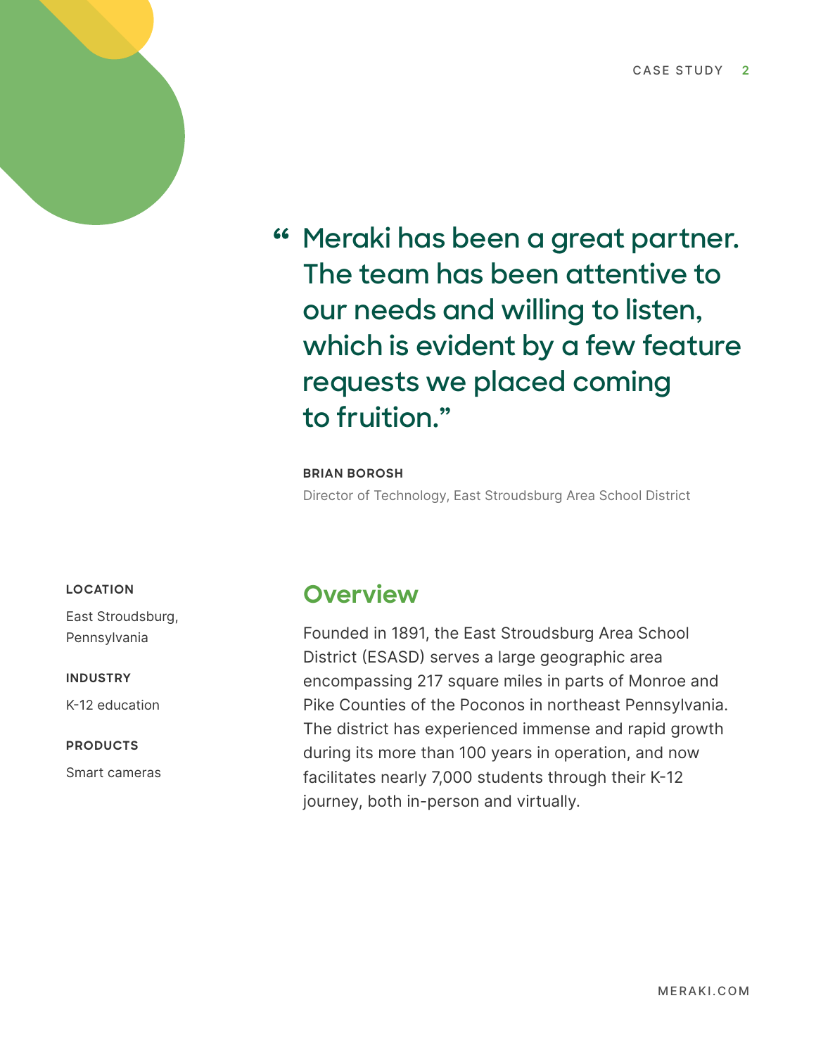> "Meraki has been a great partner. The team has been attentive to our needs and willing to listen, which is evident by a few feature requests we placed coming to fruition."

**BRIAN BOROSH**
Director of Technology, East Stroudsburg Area School District

**LOCATION**

East Stroudsburg, Pennsylvania

**INDUSTRY**

K-12 education

**PRODUCTS**

Smart cameras

## Overview

Founded in 1891, the East Stroudsburg Area School District (ESASD) serves a large geographic area encompassing 217 square miles in parts of Monroe and Pike Counties of the Poconos in northeast Pennsylvania. The district has experienced immense and rapid growth during its more than 100 years in operation, and now facilitates nearly 7,000 students through their K-12 journey, both in-person and virtually.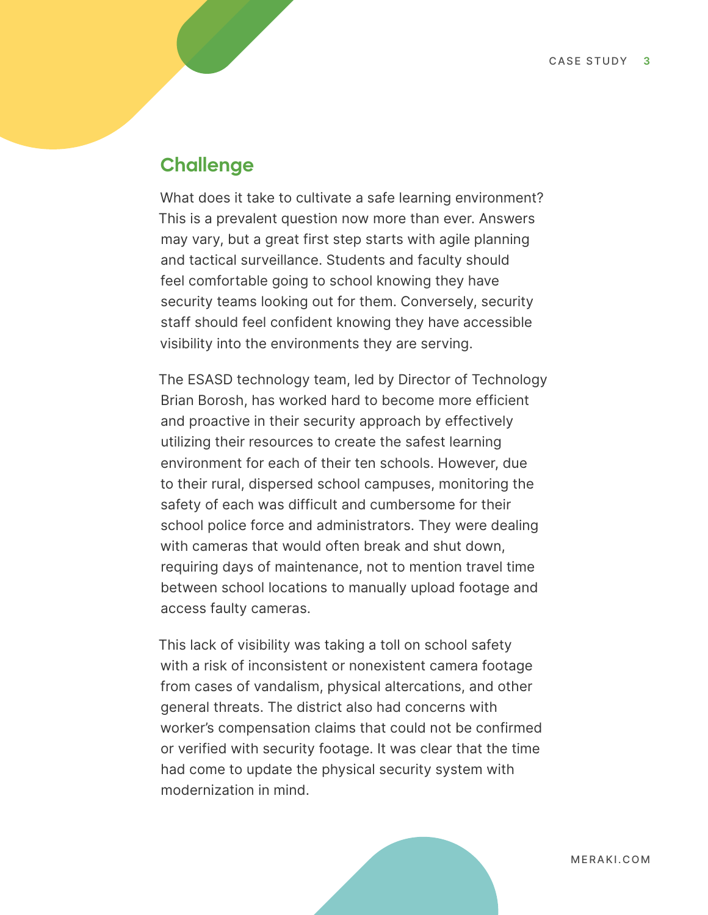## Challenge

What does it take to cultivate a safe learning environment? This is a prevalent question now more than ever. Answers may vary, but a great first step starts with agile planning and tactical surveillance. Students and faculty should feel comfortable going to school knowing they have security teams looking out for them. Conversely, security staff should feel confident knowing they have accessible visibility into the environments they are serving.

The ESASD technology team, led by Director of Technology Brian Borosh, has worked hard to become more efficient and proactive in their security approach by effectively utilizing their resources to create the safest learning environment for each of their ten schools. However, due to their rural, dispersed school campuses, monitoring the safety of each was difficult and cumbersome for their school police force and administrators. They were dealing with cameras that would often break and shut down, requiring days of maintenance, not to mention travel time between school locations to manually upload footage and access faulty cameras.

This lack of visibility was taking a toll on school safety with a risk of inconsistent or nonexistent camera footage from cases of vandalism, physical altercations, and other general threats. The district also had concerns with worker's compensation claims that could not be confirmed or verified with security footage. It was clear that the time had come to update the physical security system with modernization in mind.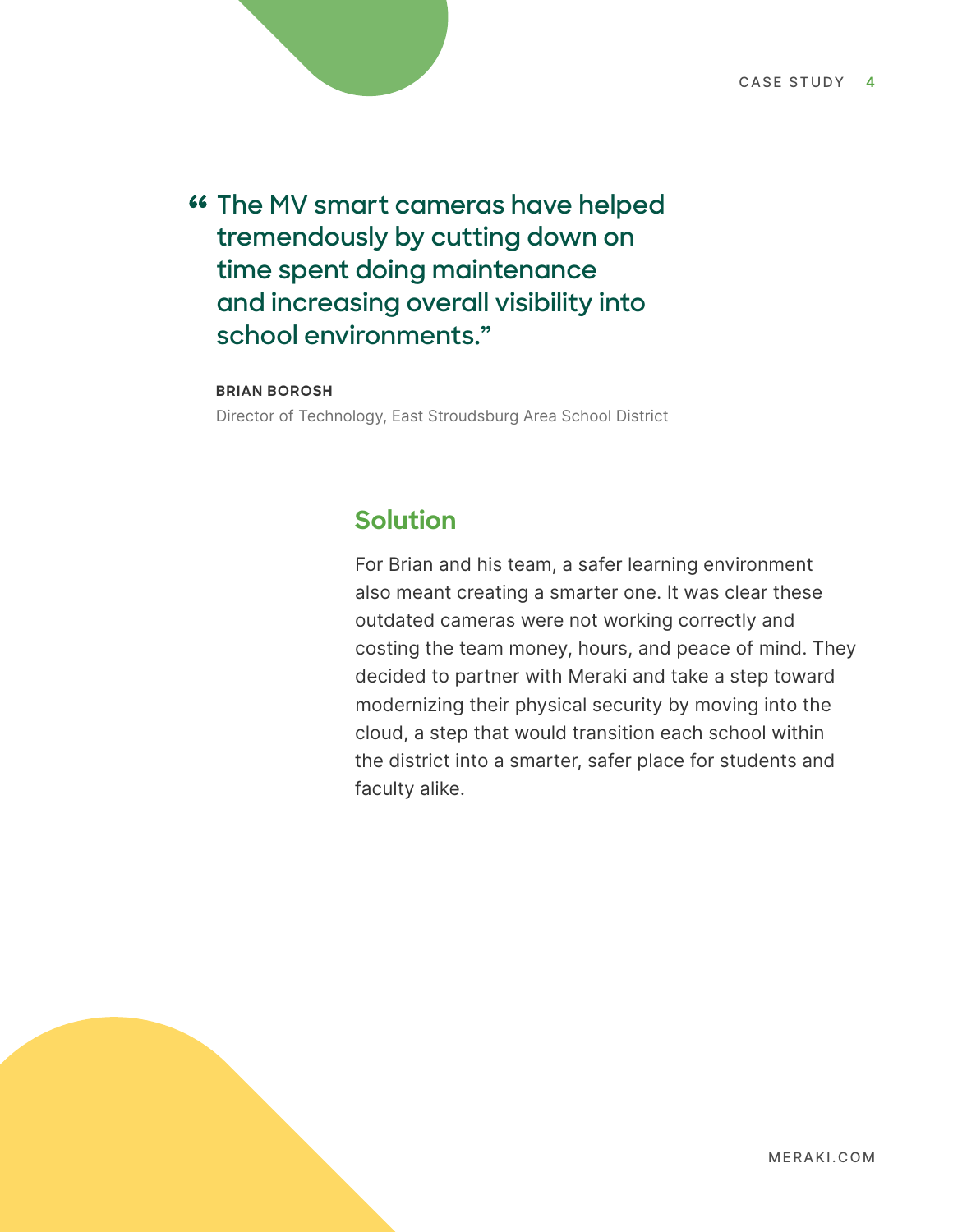> "The MV smart cameras have helped tremendously by cutting down on time spent doing maintenance and increasing overall visibility into school environments."
>
> **BRIAN BOROSH**
> Director of Technology, East Stroudsburg Area School District

## Solution

For Brian and his team, a safer learning environment also meant creating a smarter one. It was clear these outdated cameras were not working correctly and costing the team money, hours, and peace of mind. They decided to partner with Meraki and take a step toward modernizing their physical security by moving into the cloud, a step that would transition each school within the district into a smarter, safer place for students and faculty alike.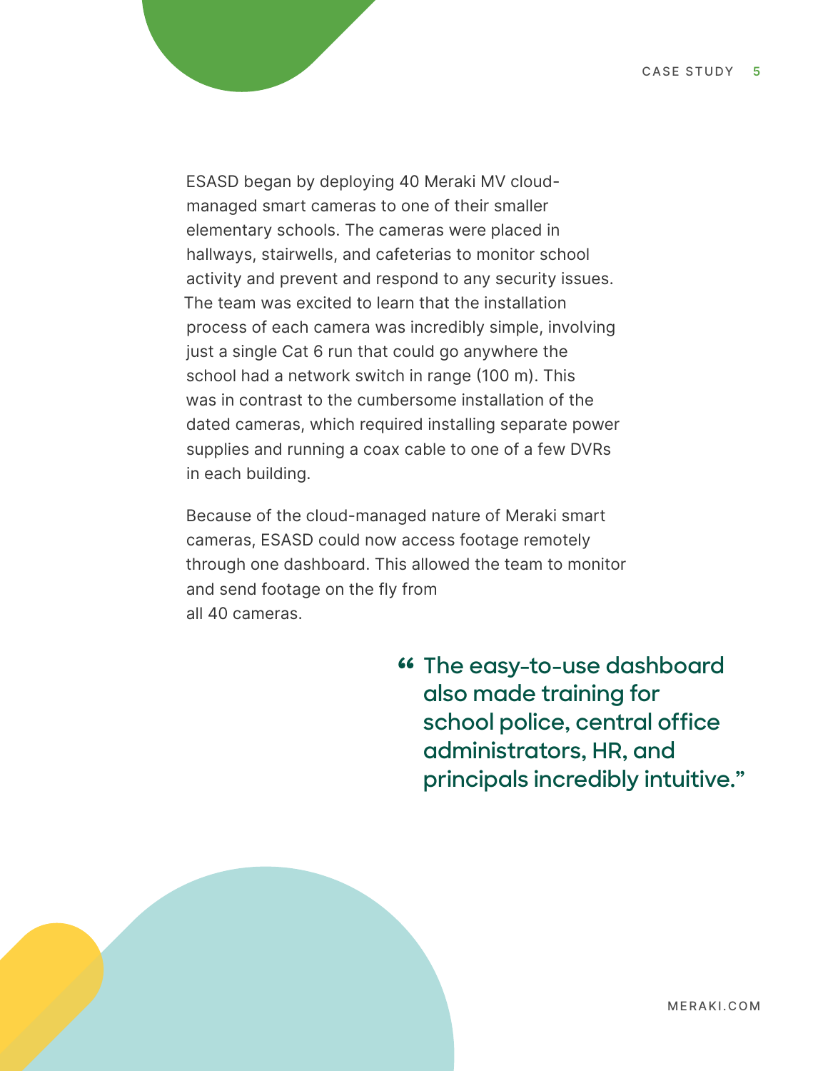ESASD began by deploying 40 Meraki MV cloud-managed smart cameras to one of their smaller elementary schools. The cameras were placed in hallways, stairwells, and cafeterias to monitor school activity and prevent and respond to any security issues. The team was excited to learn that the installation process of each camera was incredibly simple, involving just a single Cat 6 run that could go anywhere the school had a network switch in range (100 m). This was in contrast to the cumbersome installation of the dated cameras, which required installing separate power supplies and running a coax cable to one of a few DVRs in each building.

Because of the cloud-managed nature of Meraki smart cameras, ESASD could now access footage remotely through one dashboard. This allowed the team to monitor and send footage on the fly from all 40 cameras.

> "The easy-to-use dashboard also made training for school police, central office administrators, HR, and principals incredibly intuitive."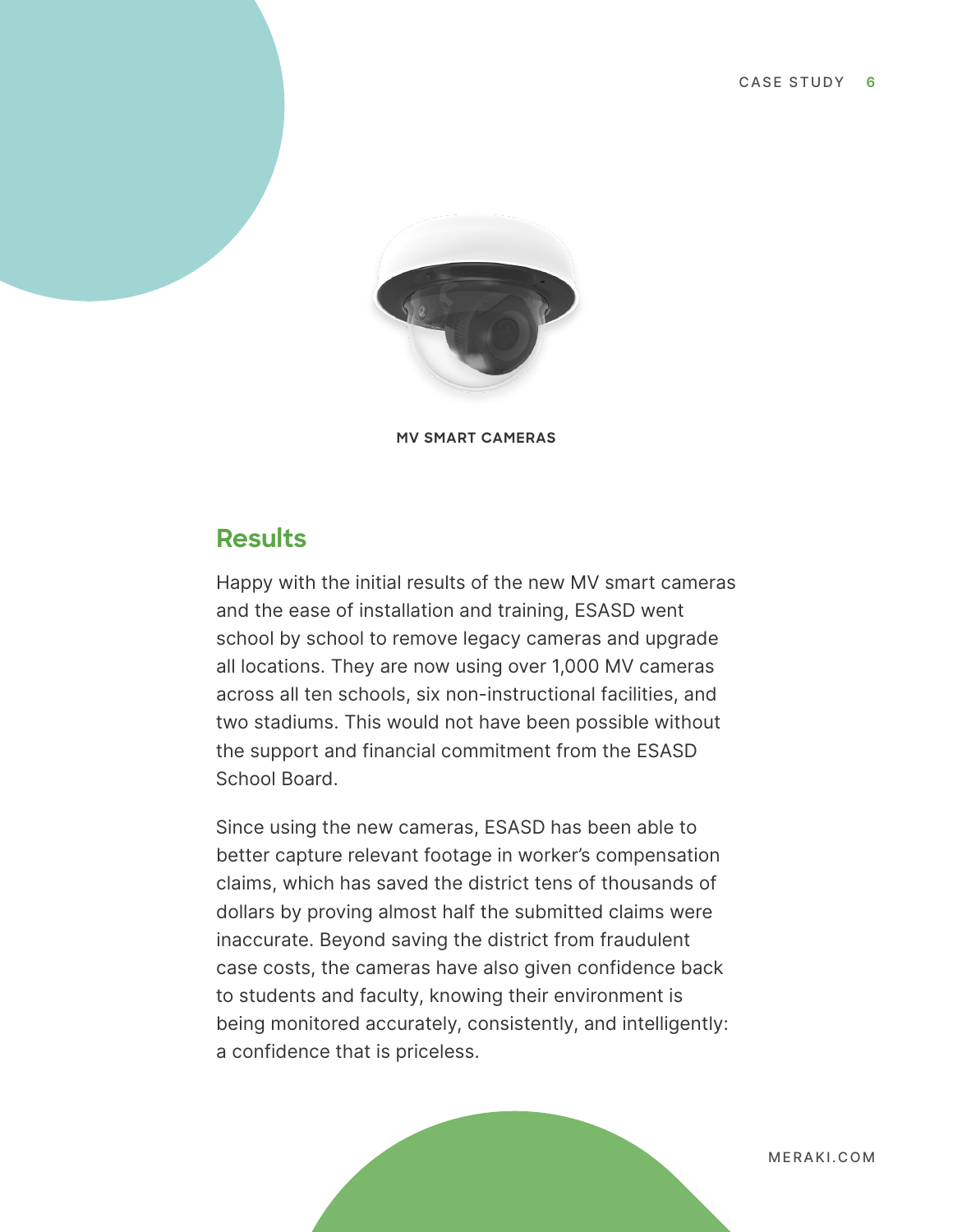MV SMART CAMERAS

## Results

Happy with the initial results of the new MV smart cameras and the ease of installation and training, ESASD went school by school to remove legacy cameras and upgrade all locations. They are now using over 1,000 MV cameras across all ten schools, six non-instructional facilities, and two stadiums. This would not have been possible without the support and financial commitment from the ESASD School Board.

Since using the new cameras, ESASD has been able to better capture relevant footage in worker's compensation claims, which has saved the district tens of thousands of dollars by proving almost half the submitted claims were inaccurate. Beyond saving the district from fraudulent case costs, the cameras have also given confidence back to students and faculty, knowing their environment is being monitored accurately, consistently, and intelligently: a confidence that is priceless.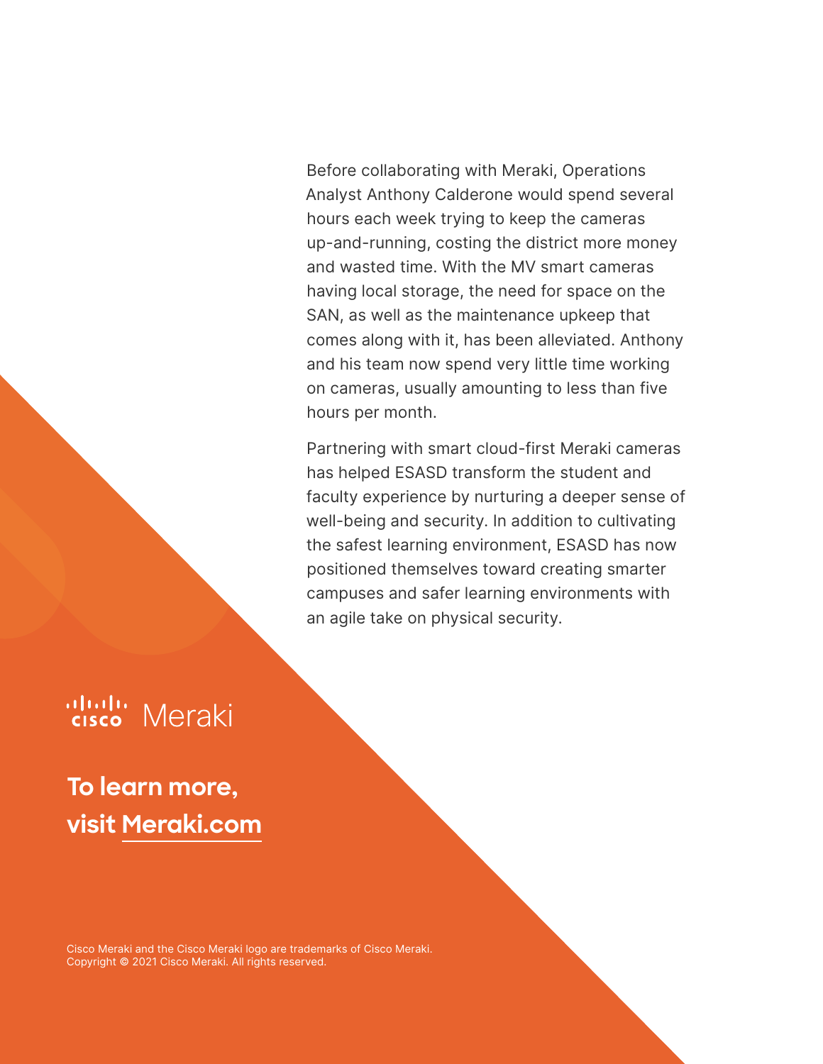Before collaborating with Meraki, Operations Analyst Anthony Calderone would spend several hours each week trying to keep the cameras up-and-running, costing the district more money and wasted time. With the MV smart cameras having local storage, the need for space on the SAN, as well as the maintenance upkeep that comes along with it, has been alleviated. Anthony and his team now spend very little time working on cameras, usually amounting to less than five hours per month.

Partnering with smart cloud-first Meraki cameras has helped ESASD transform the student and faculty experience by nurturing a deeper sense of well-being and security. In addition to cultivating the safest learning environment, ESASD has now positioned themselves toward creating smarter campuses and safer learning environments with an agile take on physical security.

cisco Meraki

**To learn more, visit Meraki.com**

Cisco Meraki and the Cisco Meraki logo are trademarks of Cisco Meraki.
Copyright © 2021 Cisco Meraki. All rights reserved.